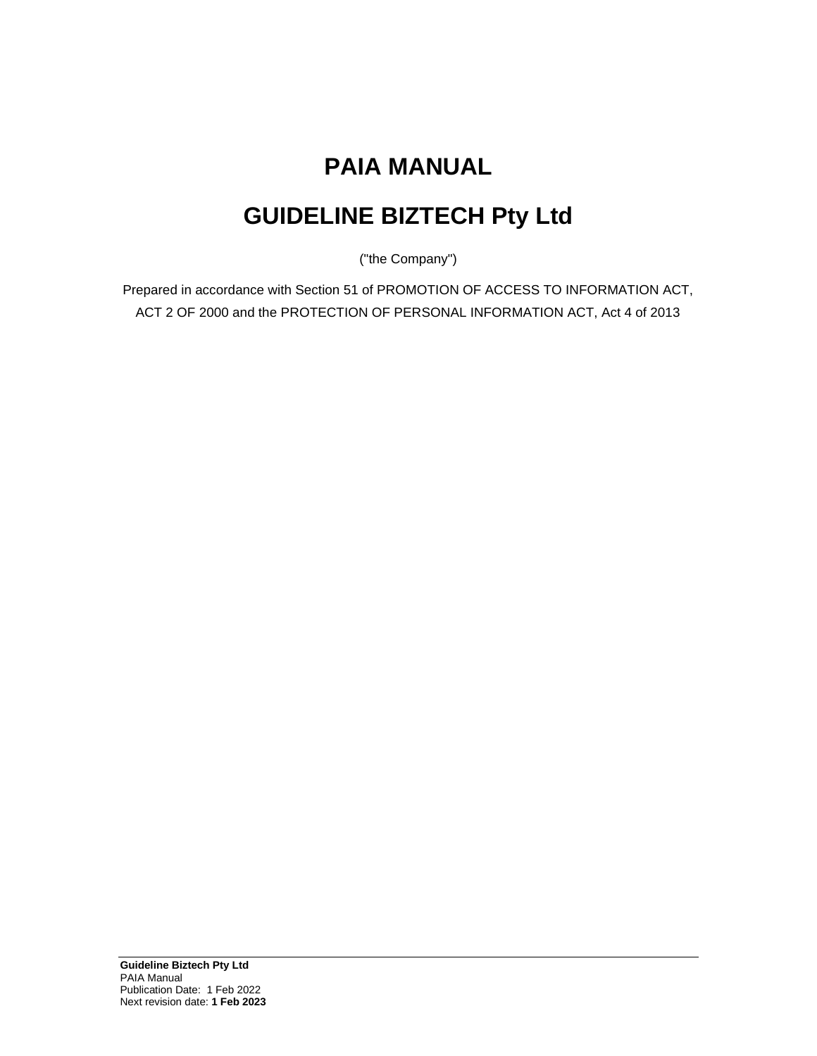# PAIA MANUAL

# GUIDELINE BIZTECH Pty Ltd

("the Company")

Prepared in accordance with Section 51 of PROMOTION OF ACCESS TO INFORMATION ACT, ACT 2 OF 2000 and the PROTECTION OF PERSONAL INFORMATION ACT, Act 4 of 2013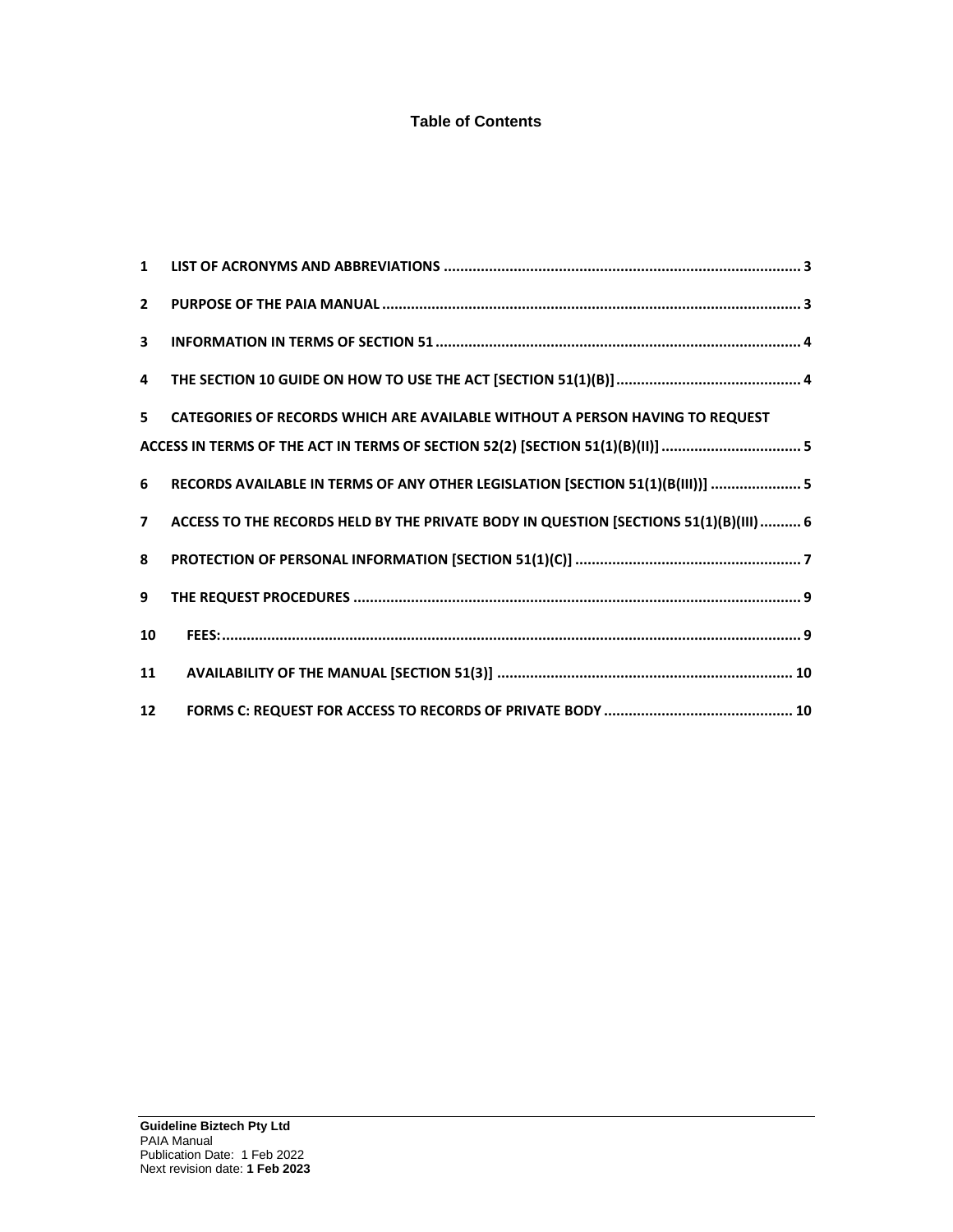# Table of Contents

1 LIST OF ACRONYMS AND ABBREVIATIONS ..................................................................................... 3

2 PURPOSE OF THE PAIA MANUAL ..................................................................................................... 3

3 INFORMATION IN TERMS OF SECTION 51 ........................................................................................ 4

4 THE SECTION 10 GUIDE ON HOW TO USE THE ACT [SECTION 51(1)(B)] ............................................ 4

5 CATEGORIES OF RECORDS WHICH ARE AVAILABLE WITHOUT A PERSON HAVING TO REQUEST ACCESS IN TERMS OF THE ACT IN TERMS OF SECTION 52(2) [SECTION 51(1)(B)(II)] .................................. 5

6 RECORDS AVAILABLE IN TERMS OF ANY OTHER LEGISLATION [SECTION 51(1)(B(III))] ...................... 5

7 ACCESS TO THE RECORDS HELD BY THE PRIVATE BODY IN QUESTION [SECTIONS 51(1)(B)(III) .......... 6

8 PROTECTION OF PERSONAL INFORMATION [SECTION 51(1)(C)] ....................................................... 7

9 THE REQUEST PROCEDURES ............................................................................................................ 9

10 FEES: ............................................................................................................................................. 9

11 AVAILABILITY OF THE MANUAL [SECTION 51(3)] ........................................................................ 10

12 FORMS C: REQUEST FOR ACCESS TO RECORDS OF PRIVATE BODY ............................................. 10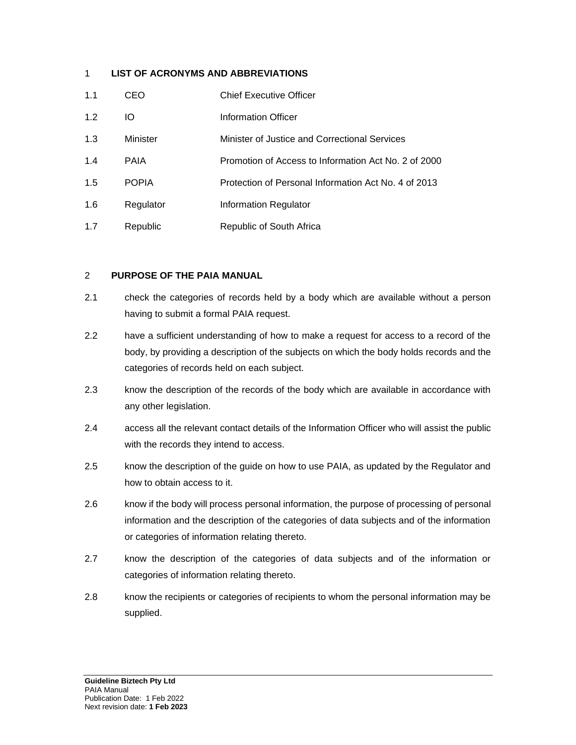## 1 LIST OF ACRONYMS AND ABBREVIATIONS

| | | |
|---|---|---|
| 1.1 | CEO | Chief Executive Officer |
| 1.2 | IO | Information Officer |
| 1.3 | Minister | Minister of Justice and Correctional Services |
| 1.4 | PAIA | Promotion of Access to Information Act No. 2 of 2000 |
| 1.5 | POPIA | Protection of Personal Information Act No. 4 of 2013 |
| 1.6 | Regulator | Information Regulator |
| 1.7 | Republic | Republic of South Africa |

## 2 PURPOSE OF THE PAIA MANUAL

2.1 check the categories of records held by a body which are available without a person having to submit a formal PAIA request.

2.2 have a sufficient understanding of how to make a request for access to a record of the body, by providing a description of the subjects on which the body holds records and the categories of records held on each subject.

2.3 know the description of the records of the body which are available in accordance with any other legislation.

2.4 access all the relevant contact details of the Information Officer who will assist the public with the records they intend to access.

2.5 know the description of the guide on how to use PAIA, as updated by the Regulator and how to obtain access to it.

2.6 know if the body will process personal information, the purpose of processing of personal information and the description of the categories of data subjects and of the information or categories of information relating thereto.

2.7 know the description of the categories of data subjects and of the information or categories of information relating thereto.

2.8 know the recipients or categories of recipients to whom the personal information may be supplied.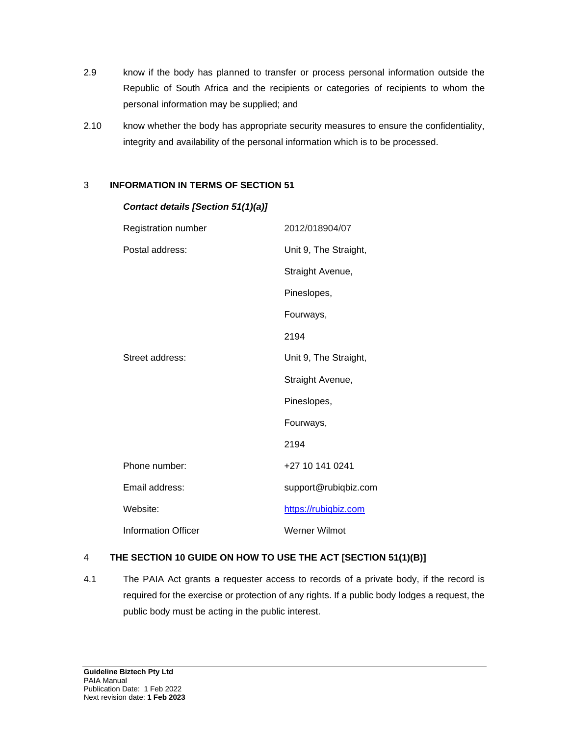2.9 know if the body has planned to transfer or process personal information outside the Republic of South Africa and the recipients or categories of recipients to whom the personal information may be supplied; and

2.10 know whether the body has appropriate security measures to ensure the confidentiality, integrity and availability of the personal information which is to be processed.

## 3 INFORMATION IN TERMS OF SECTION 51

***Contact details [Section 51(1)(a)]***

| | |
|---|---|
| Registration number | 2012/018904/07 |
| Postal address: | Unit 9, The Straight,<br>Straight Avenue,<br>Pineslopes,<br>Fourways,<br>2194 |
| Street address: | Unit 9, The Straight,<br>Straight Avenue,<br>Pineslopes,<br>Fourways,<br>2194 |
| Phone number: | +27 10 141 0241 |
| Email address: | support@rubiqbiz.com |
| Website: | https://rubiqbiz.com |
| Information Officer | Werner Wilmot |

## 4 THE SECTION 10 GUIDE ON HOW TO USE THE ACT [SECTION 51(1)(B)]

4.1 The PAIA Act grants a requester access to records of a private body, if the record is required for the exercise or protection of any rights. If a public body lodges a request, the public body must be acting in the public interest.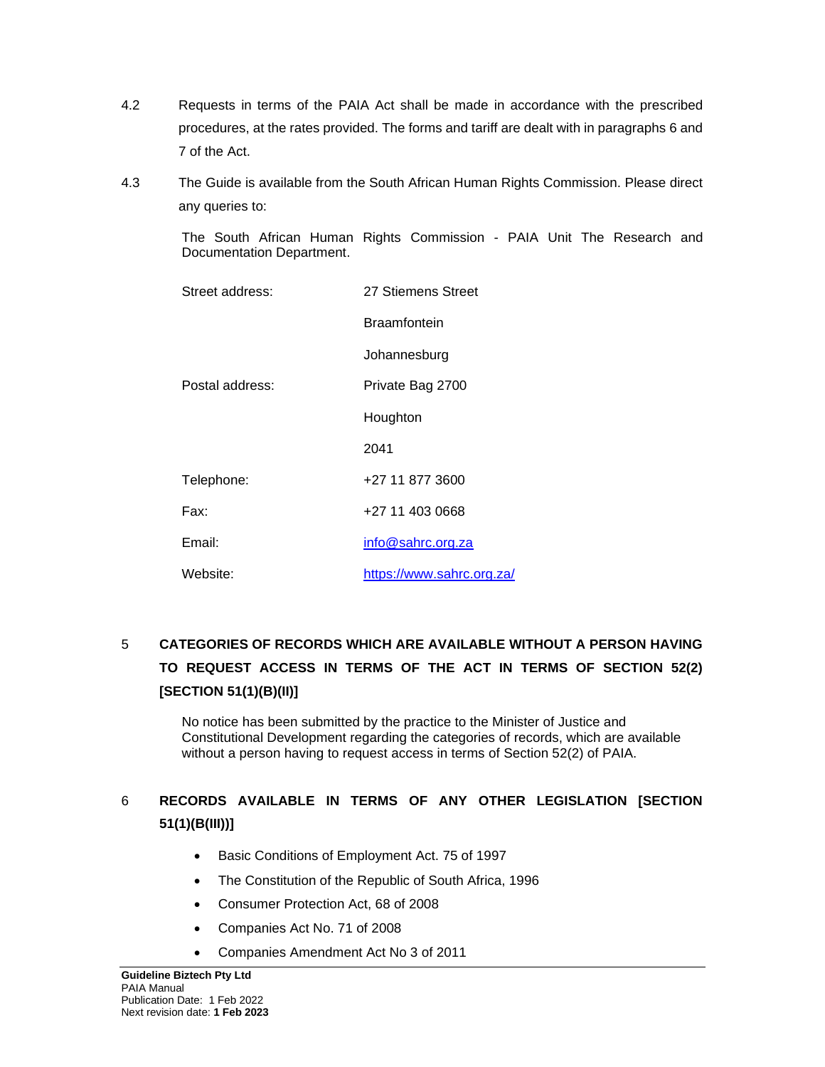4.2 Requests in terms of the PAIA Act shall be made in accordance with the prescribed procedures, at the rates provided. The forms and tariff are dealt with in paragraphs 6 and 7 of the Act.

4.3 The Guide is available from the South African Human Rights Commission. Please direct any queries to:

The South African Human Rights Commission - PAIA Unit The Research and Documentation Department.

| | |
|---|---|
| Street address: | 27 Stiemens Street |
| | Braamfontein |
| | Johannesburg |
| Postal address: | Private Bag 2700 |
| | Houghton |
| | 2041 |
| Telephone: | +27 11 877 3600 |
| Fax: | +27 11 403 0668 |
| Email: | info@sahrc.org.za |
| Website: | https://www.sahrc.org.za/ |

## 5 CATEGORIES OF RECORDS WHICH ARE AVAILABLE WITHOUT A PERSON HAVING TO REQUEST ACCESS IN TERMS OF THE ACT IN TERMS OF SECTION 52(2) [SECTION 51(1)(B)(II)]

No notice has been submitted by the practice to the Minister of Justice and Constitutional Development regarding the categories of records, which are available without a person having to request access in terms of Section 52(2) of PAIA.

## 6 RECORDS AVAILABLE IN TERMS OF ANY OTHER LEGISLATION [SECTION 51(1)(B(III))]

- Basic Conditions of Employment Act. 75 of 1997
- The Constitution of the Republic of South Africa, 1996
- Consumer Protection Act, 68 of 2008
- Companies Act No. 71 of 2008
- Companies Amendment Act No 3 of 2011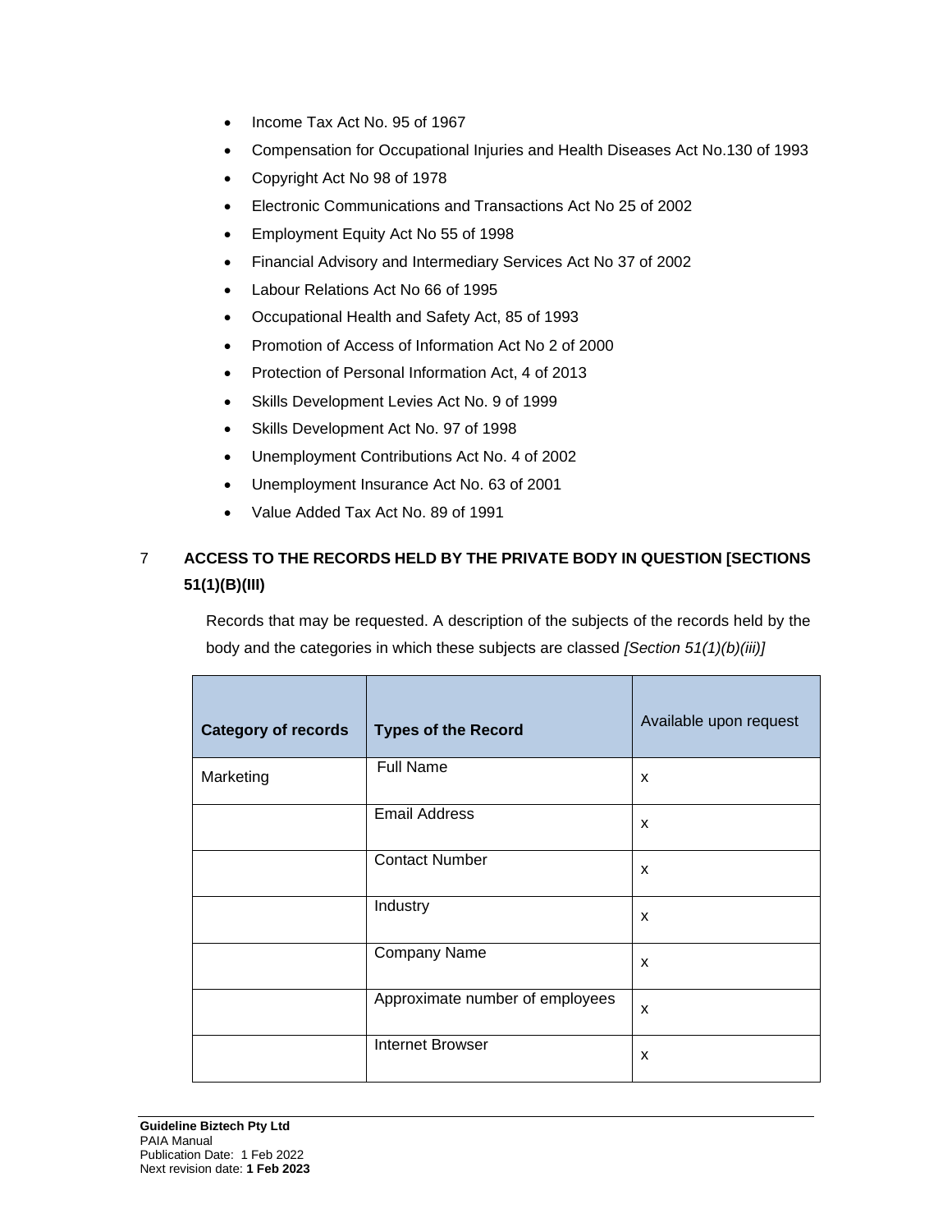- Income Tax Act No. 95 of 1967
- Compensation for Occupational Injuries and Health Diseases Act No.130 of 1993
- Copyright Act No 98 of 1978
- Electronic Communications and Transactions Act No 25 of 2002
- Employment Equity Act No 55 of 1998
- Financial Advisory and Intermediary Services Act No 37 of 2002
- Labour Relations Act No 66 of 1995
- Occupational Health and Safety Act, 85 of 1993
- Promotion of Access of Information Act No 2 of 2000
- Protection of Personal Information Act, 4 of 2013
- Skills Development Levies Act No. 9 of 1999
- Skills Development Act No. 97 of 1998
- Unemployment Contributions Act No. 4 of 2002
- Unemployment Insurance Act No. 63 of 2001
- Value Added Tax Act No. 89 of 1991

## 7 ACCESS TO THE RECORDS HELD BY THE PRIVATE BODY IN QUESTION [SECTIONS 51(1)(B)(III)

Records that may be requested. A description of the subjects of the records held by the body and the categories in which these subjects are classed *[Section 51(1)(b)(iii)]*

| **Category of records** | **Types of the Record** | Available upon request |
|---|---|---|
| Marketing | Full Name | x |
| | Email Address | x |
| | Contact Number | x |
| | Industry | x |
| | Company Name | x |
| | Approximate number of employees | x |
| | Internet Browser | x |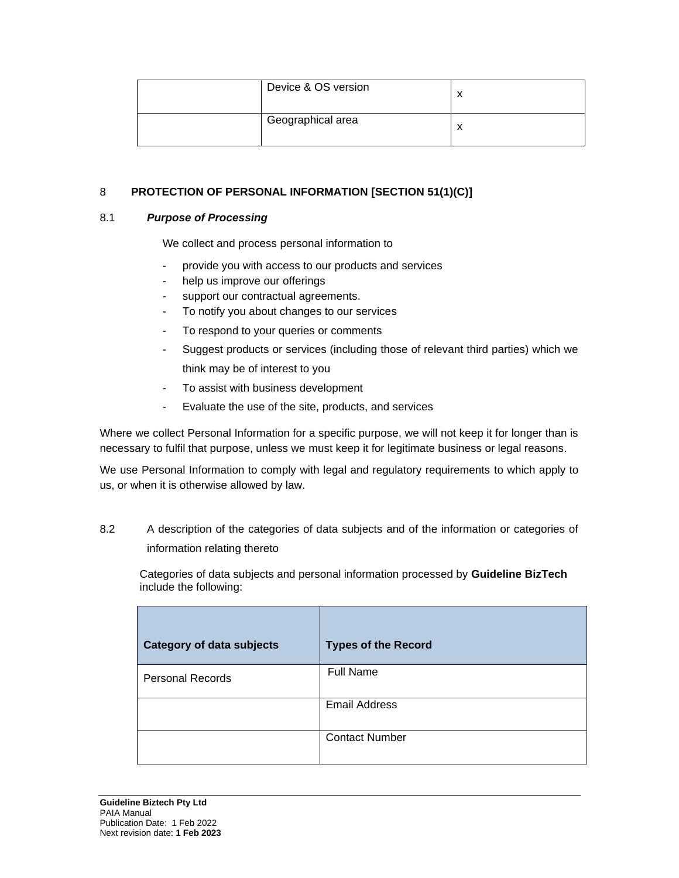| | Device & OS version | x |
|---|---|---|
| | Geographical area | x |

## 8 PROTECTION OF PERSONAL INFORMATION [SECTION 51(1)(C)]

### 8.1 *Purpose of Processing*

We collect and process personal information to

- provide you with access to our products and services
- help us improve our offerings
- support our contractual agreements.
- To notify you about changes to our services
- To respond to your queries or comments
- Suggest products or services (including those of relevant third parties) which we think may be of interest to you
- To assist with business development
- Evaluate the use of the site, products, and services

Where we collect Personal Information for a specific purpose, we will not keep it for longer than is necessary to fulfil that purpose, unless we must keep it for legitimate business or legal reasons.

We use Personal Information to comply with legal and regulatory requirements to which apply to us, or when it is otherwise allowed by law.

### 8.2 A description of the categories of data subjects and of the information or categories of information relating thereto

Categories of data subjects and personal information processed by **Guideline BizTech** include the following:

| Category of data subjects | Types of the Record |
|---|---|
| Personal Records | Full Name |
| | Email Address |
| | Contact Number |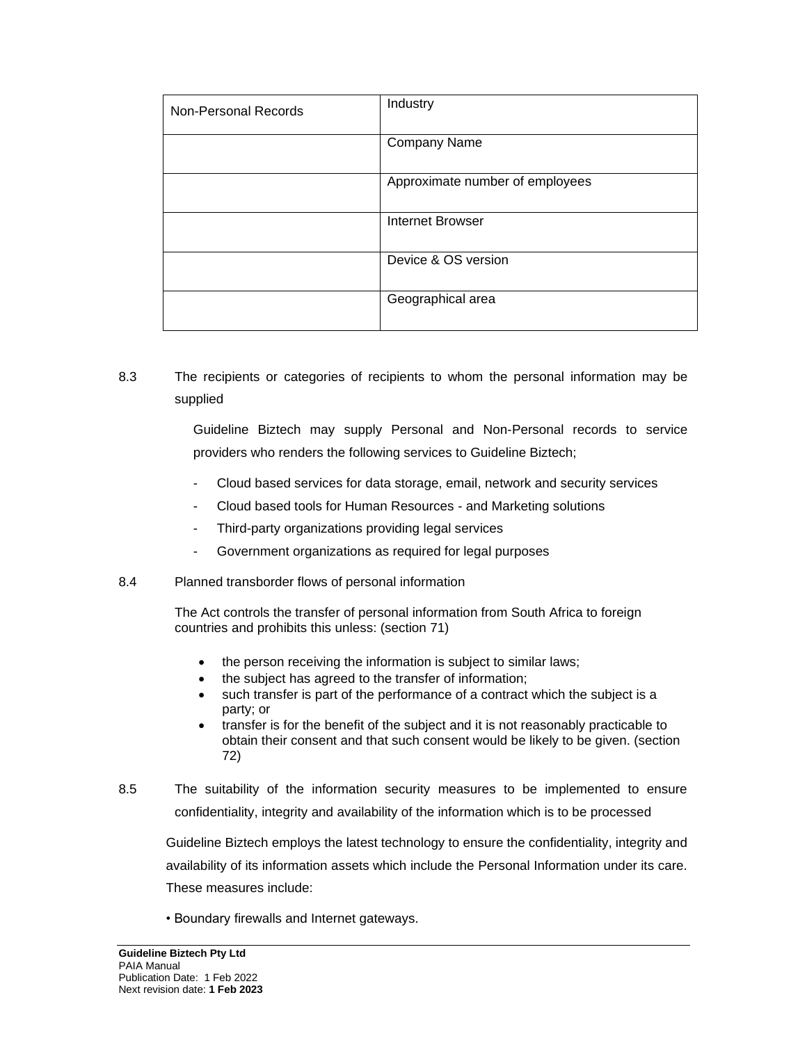| Non-Personal Records | Industry |
|---|---|
| | Company Name |
| | Approximate number of employees |
| | Internet Browser |
| | Device & OS version |
| | Geographical area |

8.3 The recipients or categories of recipients to whom the personal information may be supplied

Guideline Biztech may supply Personal and Non-Personal records to service providers who renders the following services to Guideline Biztech;

- Cloud based services for data storage, email, network and security services
- Cloud based tools for Human Resources - and Marketing solutions
- Third-party organizations providing legal services
- Government organizations as required for legal purposes

8.4 Planned transborder flows of personal information

The Act controls the transfer of personal information from South Africa to foreign countries and prohibits this unless: (section 71)

- the person receiving the information is subject to similar laws;
- the subject has agreed to the transfer of information;
- such transfer is part of the performance of a contract which the subject is a party; or
- transfer is for the benefit of the subject and it is not reasonably practicable to obtain their consent and that such consent would be likely to be given. (section 72)

8.5 The suitability of the information security measures to be implemented to ensure confidentiality, integrity and availability of the information which is to be processed

Guideline Biztech employs the latest technology to ensure the confidentiality, integrity and availability of its information assets which include the Personal Information under its care. These measures include:

• Boundary firewalls and Internet gateways.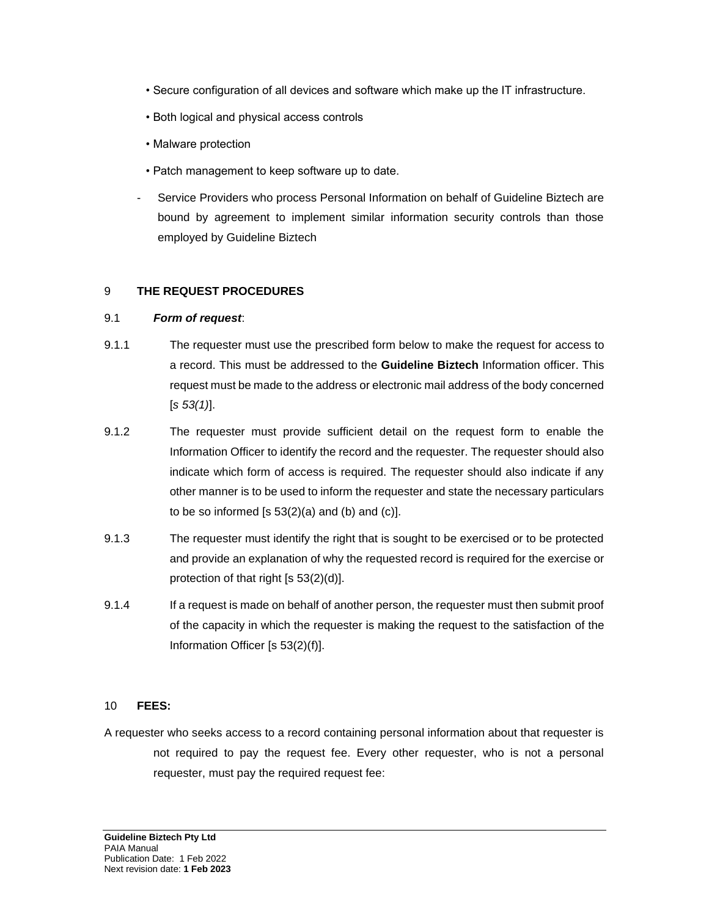- Secure configuration of all devices and software which make up the IT infrastructure.
- Both logical and physical access controls
- Malware protection
- Patch management to keep software up to date.

- Service Providers who process Personal Information on behalf of Guideline Biztech are bound by agreement to implement similar information security controls than those employed by Guideline Biztech

## 9 THE REQUEST PROCEDURES

### 9.1 *Form of request*:

9.1.1 The requester must use the prescribed form below to make the request for access to a record. This must be addressed to the **Guideline Biztech** Information officer. This request must be made to the address or electronic mail address of the body concerned [*s 53(1)*].

9.1.2 The requester must provide sufficient detail on the request form to enable the Information Officer to identify the record and the requester. The requester should also indicate which form of access is required. The requester should also indicate if any other manner is to be used to inform the requester and state the necessary particulars to be so informed [s 53(2)(a) and (b) and (c)].

9.1.3 The requester must identify the right that is sought to be exercised or to be protected and provide an explanation of why the requested record is required for the exercise or protection of that right [s 53(2)(d)].

9.1.4 If a request is made on behalf of another person, the requester must then submit proof of the capacity in which the requester is making the request to the satisfaction of the Information Officer [s 53(2)(f)].

## 10 FEES:

A requester who seeks access to a record containing personal information about that requester is not required to pay the request fee. Every other requester, who is not a personal requester, must pay the required request fee: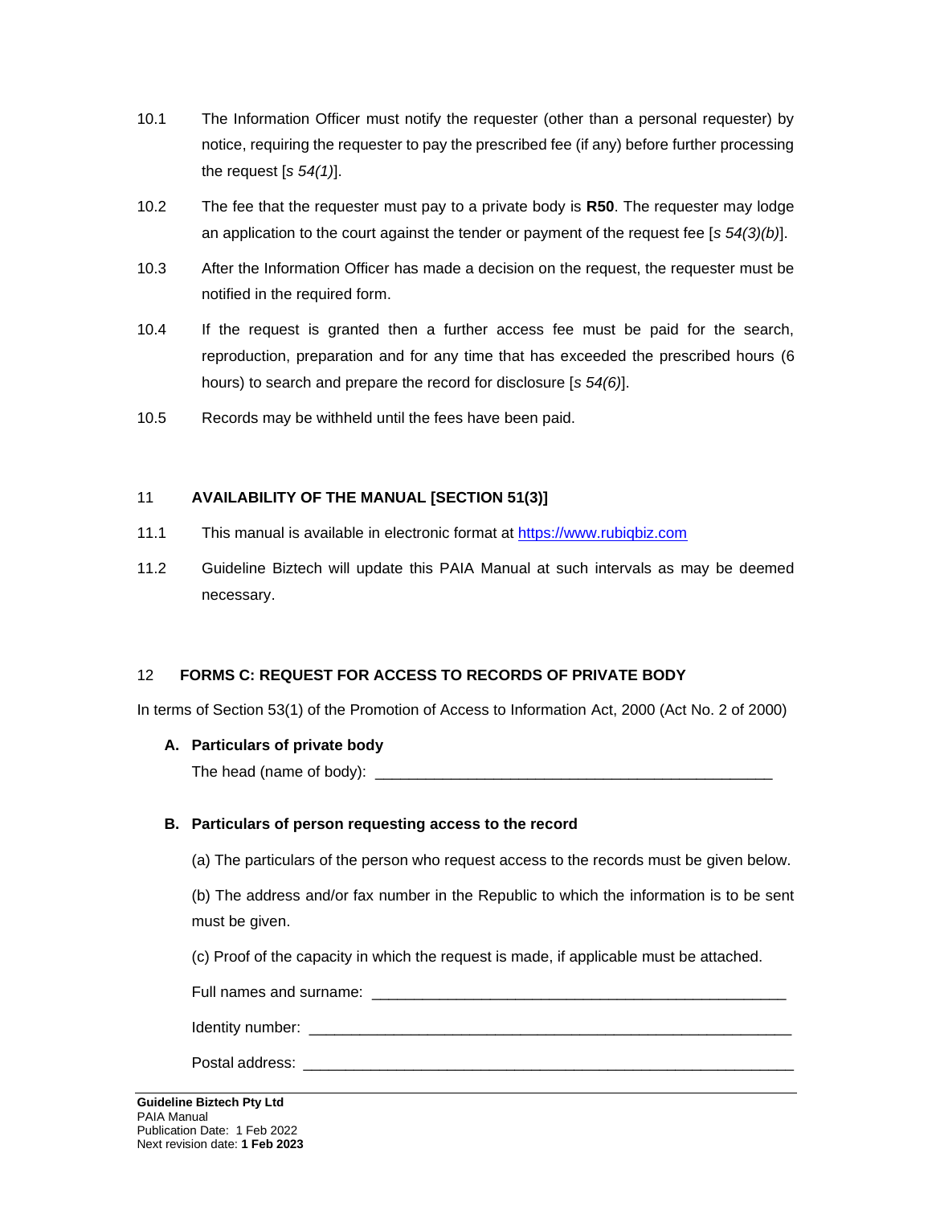10.1 The Information Officer must notify the requester (other than a personal requester) by notice, requiring the requester to pay the prescribed fee (if any) before further processing the request [*s 54(1)*].

10.2 The fee that the requester must pay to a private body is **R50**. The requester may lodge an application to the court against the tender or payment of the request fee [*s 54(3)(b)*].

10.3 After the Information Officer has made a decision on the request, the requester must be notified in the required form.

10.4 If the request is granted then a further access fee must be paid for the search, reproduction, preparation and for any time that has exceeded the prescribed hours (6 hours) to search and prepare the record for disclosure [*s 54(6)*].

10.5 Records may be withheld until the fees have been paid.

## 11 AVAILABILITY OF THE MANUAL [SECTION 51(3)]

11.1 This manual is available in electronic format at [https://www.rubiqbiz.com](https://www.rubiqbiz.com)

11.2 Guideline Biztech will update this PAIA Manual at such intervals as may be deemed necessary.

## 12 FORMS C: REQUEST FOR ACCESS TO RECORDS OF PRIVATE BODY

In terms of Section 53(1) of the Promotion of Access to Information Act, 2000 (Act No. 2 of 2000)

**A. Particulars of private body**

The head (name of body): _______________________________________________

**B. Particulars of person requesting access to the record**

(a) The particulars of the person who request access to the records must be given below.

(b) The address and/or fax number in the Republic to which the information is to be sent must be given.

(c) Proof of the capacity in which the request is made, if applicable must be attached.

Full names and surname: _______________________________________________

Identity number: _______________________________________________

Postal address: _______________________________________________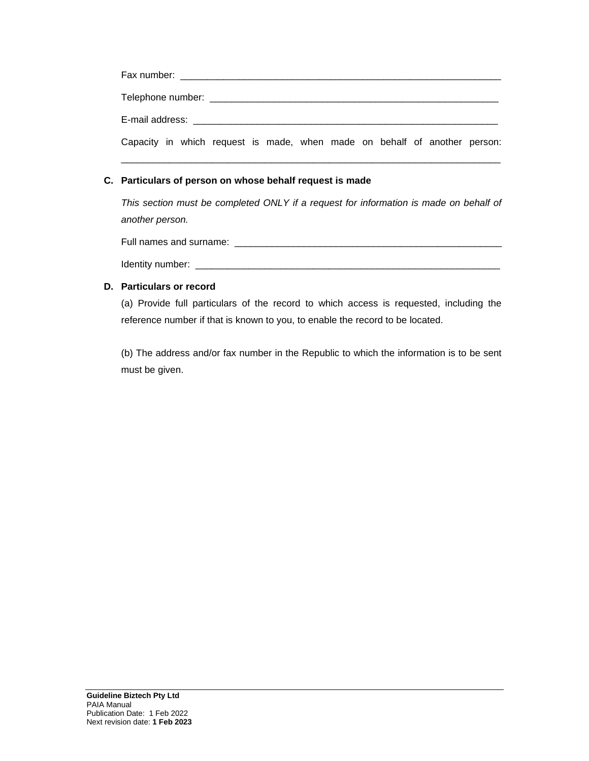Fax number: ______________________________________________________________

Telephone number: ________________________________________________________

E-mail address: __________________________________________________________

Capacity in which request is made, when made on behalf of another person: ______________________________________________________________________

**C. Particulars of person on whose behalf request is made**

*This section must be completed ONLY if a request for information is made on behalf of another person.*

Full names and surname: ___________________________________________________

Identity number: _________________________________________________________

**D. Particulars or record**

(a) Provide full particulars of the record to which access is requested, including the reference number if that is known to you, to enable the record to be located.

(b) The address and/or fax number in the Republic to which the information is to be sent must be given.